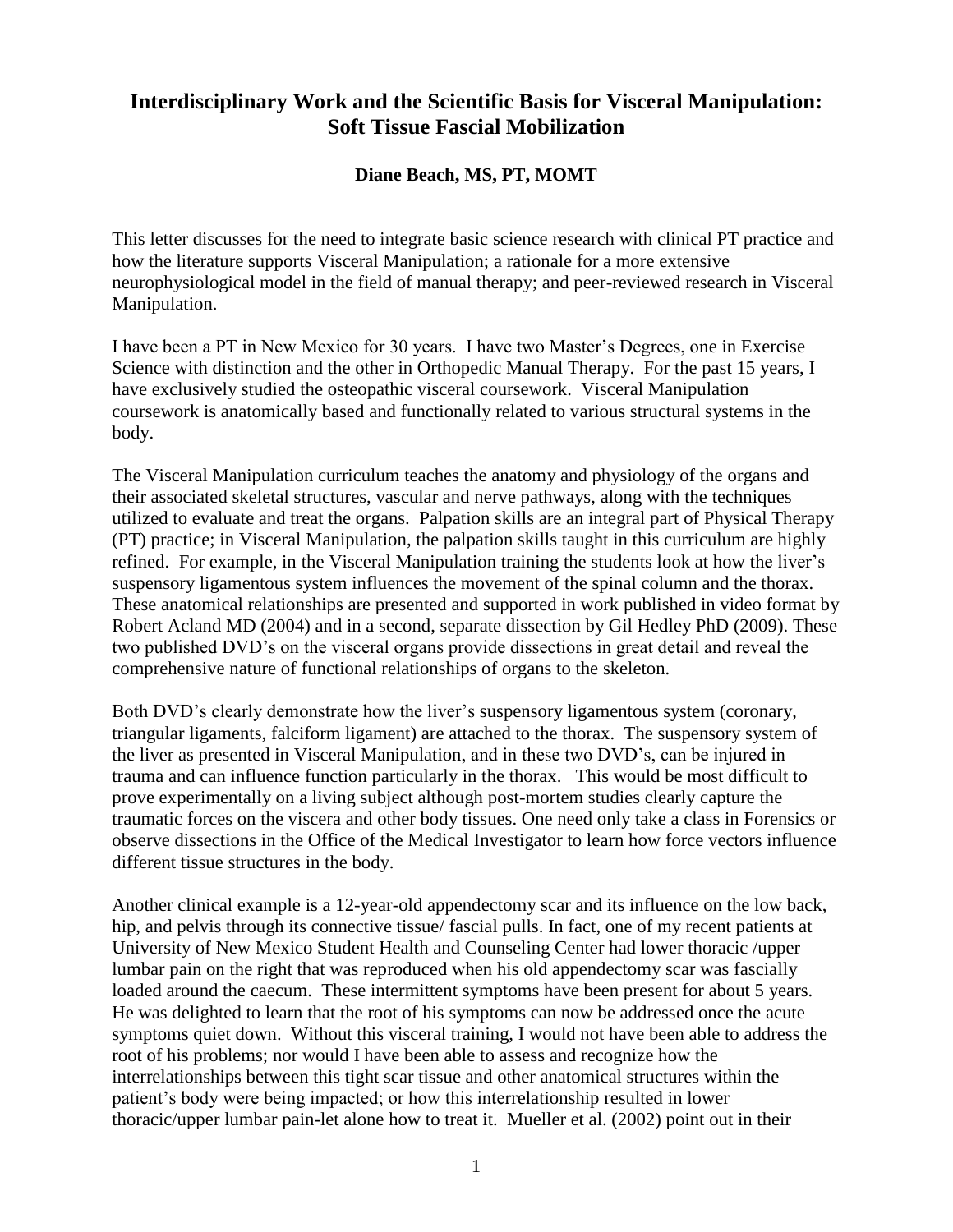# Interdisciplinary Work and the Scientific Basis for Visceral Manipulation: Soft Tissue Fascial Mobilization

**Diane Beach, MS, PT, MOMT**

This letter discusses for the need to integrate basic science research with clinical PT practice and how the literature supports Visceral Manipulation; a rationale for a more extensive neurophysiological model in the field of manual therapy; and peer-reviewed research in Visceral Manipulation.

I have been a PT in New Mexico for 30 years. I have two Master's Degrees, one in Exercise Science with distinction and the other in Orthopedic Manual Therapy. For the past 15 years, I have exclusively studied the osteopathic visceral coursework. Visceral Manipulation coursework is anatomically based and functionally related to various structural systems in the body.

The Visceral Manipulation curriculum teaches the anatomy and physiology of the organs and their associated skeletal structures, vascular and nerve pathways, along with the techniques utilized to evaluate and treat the organs. Palpation skills are an integral part of Physical Therapy (PT) practice; in Visceral Manipulation, the palpation skills taught in this curriculum are highly refined. For example, in the Visceral Manipulation training the students look at how the liver's suspensory ligamentous system influences the movement of the spinal column and the thorax. These anatomical relationships are presented and supported in work published in video format by Robert Acland MD (2004) and in a second, separate dissection by Gil Hedley PhD (2009). These two published DVD's on the visceral organs provide dissections in great detail and reveal the comprehensive nature of functional relationships of organs to the skeleton.

Both DVD's clearly demonstrate how the liver's suspensory ligamentous system (coronary, triangular ligaments, falciform ligament) are attached to the thorax. The suspensory system of the liver as presented in Visceral Manipulation, and in these two DVD's, can be injured in trauma and can influence function particularly in the thorax. This would be most difficult to prove experimentally on a living subject although post-mortem studies clearly capture the traumatic forces on the viscera and other body tissues. One need only take a class in Forensics or observe dissections in the Office of the Medical Investigator to learn how force vectors influence different tissue structures in the body.

Another clinical example is a 12-year-old appendectomy scar and its influence on the low back, hip, and pelvis through its connective tissue/ fascial pulls. In fact, one of my recent patients at University of New Mexico Student Health and Counseling Center had lower thoracic /upper lumbar pain on the right that was reproduced when his old appendectomy scar was fascially loaded around the caecum. These intermittent symptoms have been present for about 5 years. He was delighted to learn that the root of his symptoms can now be addressed once the acute symptoms quiet down. Without this visceral training, I would not have been able to address the root of his problems; nor would I have been able to assess and recognize how the interrelationships between this tight scar tissue and other anatomical structures within the patient's body were being impacted; or how this interrelationship resulted in lower thoracic/upper lumbar pain-let alone how to treat it. Mueller et al. (2002) point out in their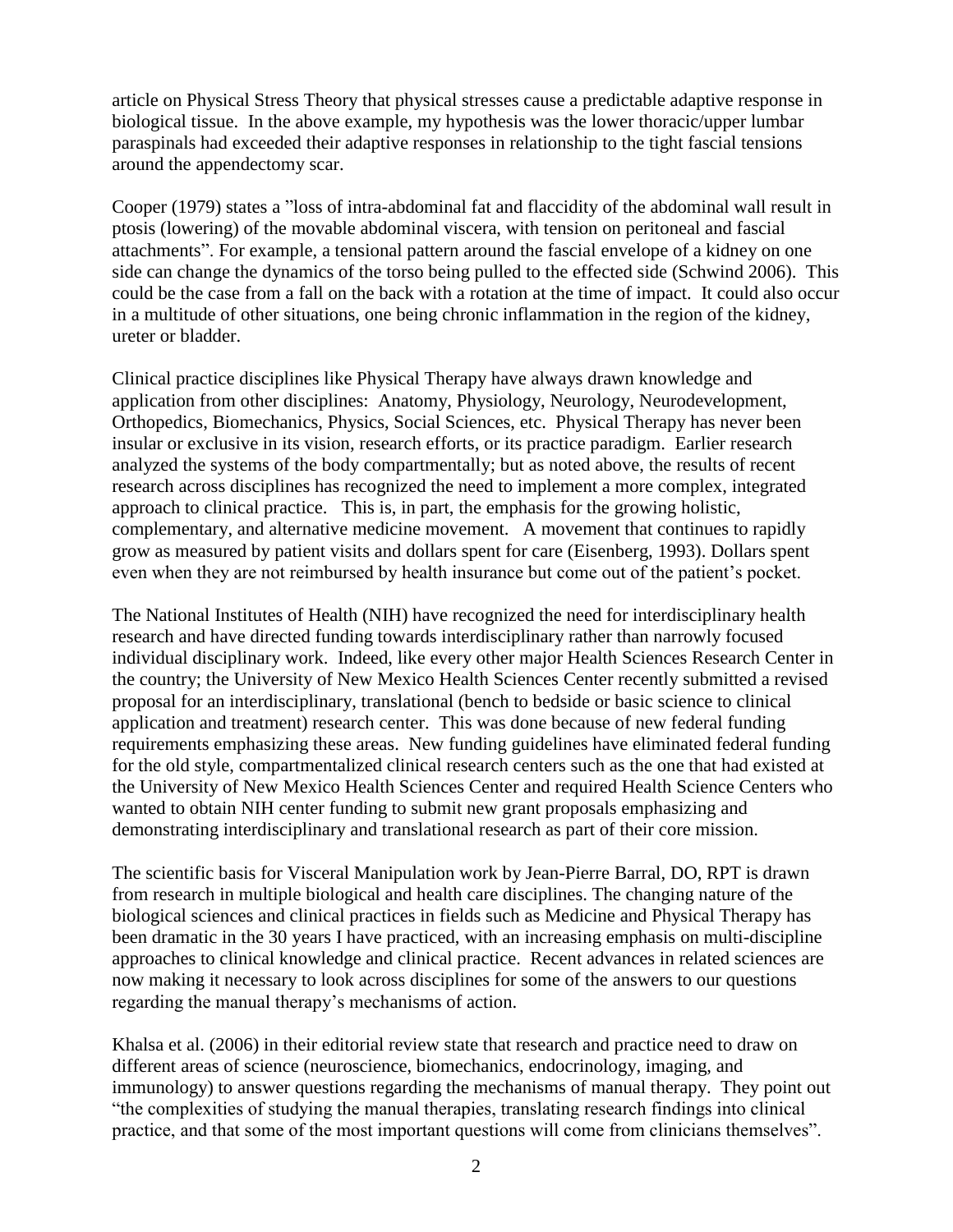article on Physical Stress Theory that physical stresses cause a predictable adaptive response in biological tissue. In the above example, my hypothesis was the lower thoracic/upper lumbar paraspinals had exceeded their adaptive responses in relationship to the tight fascial tensions around the appendectomy scar.

Cooper (1979) states a "loss of intra-abdominal fat and flaccidity of the abdominal wall result in ptosis (lowering) of the movable abdominal viscera, with tension on peritoneal and fascial attachments". For example, a tensional pattern around the fascial envelope of a kidney on one side can change the dynamics of the torso being pulled to the effected side (Schwind 2006). This could be the case from a fall on the back with a rotation at the time of impact. It could also occur in a multitude of other situations, one being chronic inflammation in the region of the kidney, ureter or bladder.

Clinical practice disciplines like Physical Therapy have always drawn knowledge and application from other disciplines: Anatomy, Physiology, Neurology, Neurodevelopment, Orthopedics, Biomechanics, Physics, Social Sciences, etc. Physical Therapy has never been insular or exclusive in its vision, research efforts, or its practice paradigm. Earlier research analyzed the systems of the body compartmentally; but as noted above, the results of recent research across disciplines has recognized the need to implement a more complex, integrated approach to clinical practice. This is, in part, the emphasis for the growing holistic, complementary, and alternative medicine movement. A movement that continues to rapidly grow as measured by patient visits and dollars spent for care (Eisenberg, 1993). Dollars spent even when they are not reimbursed by health insurance but come out of the patient's pocket.

The National Institutes of Health (NIH) have recognized the need for interdisciplinary health research and have directed funding towards interdisciplinary rather than narrowly focused individual disciplinary work. Indeed, like every other major Health Sciences Research Center in the country; the University of New Mexico Health Sciences Center recently submitted a revised proposal for an interdisciplinary, translational (bench to bedside or basic science to clinical application and treatment) research center. This was done because of new federal funding requirements emphasizing these areas. New funding guidelines have eliminated federal funding for the old style, compartmentalized clinical research centers such as the one that had existed at the University of New Mexico Health Sciences Center and required Health Science Centers who wanted to obtain NIH center funding to submit new grant proposals emphasizing and demonstrating interdisciplinary and translational research as part of their core mission.

The scientific basis for Visceral Manipulation work by Jean-Pierre Barral, DO, RPT is drawn from research in multiple biological and health care disciplines. The changing nature of the biological sciences and clinical practices in fields such as Medicine and Physical Therapy has been dramatic in the 30 years I have practiced, with an increasing emphasis on multi-discipline approaches to clinical knowledge and clinical practice. Recent advances in related sciences are now making it necessary to look across disciplines for some of the answers to our questions regarding the manual therapy's mechanisms of action.

Khalsa et al. (2006) in their editorial review state that research and practice need to draw on different areas of science (neuroscience, biomechanics, endocrinology, imaging, and immunology) to answer questions regarding the mechanisms of manual therapy. They point out "the complexities of studying the manual therapies, translating research findings into clinical practice, and that some of the most important questions will come from clinicians themselves".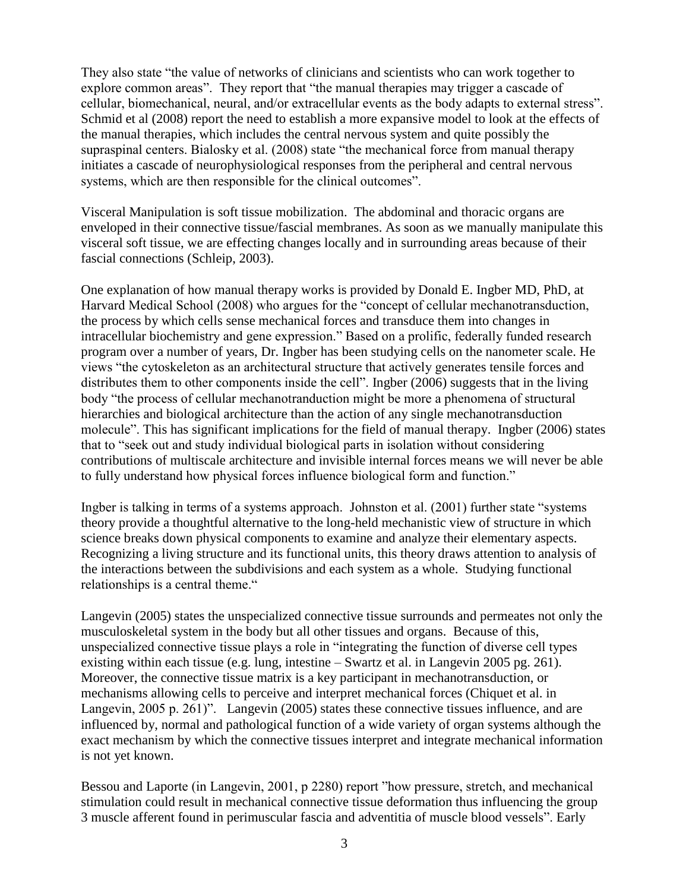They also state "the value of networks of clinicians and scientists who can work together to explore common areas". They report that "the manual therapies may trigger a cascade of cellular, biomechanical, neural, and/or extracellular events as the body adapts to external stress". Schmid et al (2008) report the need to establish a more expansive model to look at the effects of the manual therapies, which includes the central nervous system and quite possibly the supraspinal centers. Bialosky et al. (2008) state "the mechanical force from manual therapy initiates a cascade of neurophysiological responses from the peripheral and central nervous systems, which are then responsible for the clinical outcomes".

Visceral Manipulation is soft tissue mobilization. The abdominal and thoracic organs are enveloped in their connective tissue/fascial membranes. As soon as we manually manipulate this visceral soft tissue, we are effecting changes locally and in surrounding areas because of their fascial connections (Schleip, 2003).

One explanation of how manual therapy works is provided by Donald E. Ingber MD, PhD, at Harvard Medical School (2008) who argues for the "concept of cellular mechanotransduction, the process by which cells sense mechanical forces and transduce them into changes in intracellular biochemistry and gene expression." Based on a prolific, federally funded research program over a number of years, Dr. Ingber has been studying cells on the nanometer scale. He views "the cytoskeleton as an architectural structure that actively generates tensile forces and distributes them to other components inside the cell". Ingber (2006) suggests that in the living body "the process of cellular mechanotranduction might be more a phenomena of structural hierarchies and biological architecture than the action of any single mechanotransduction molecule". This has significant implications for the field of manual therapy. Ingber (2006) states that to "seek out and study individual biological parts in isolation without considering contributions of multiscale architecture and invisible internal forces means we will never be able to fully understand how physical forces influence biological form and function."

Ingber is talking in terms of a systems approach. Johnston et al. (2001) further state "systems theory provide a thoughtful alternative to the long-held mechanistic view of structure in which science breaks down physical components to examine and analyze their elementary aspects. Recognizing a living structure and its functional units, this theory draws attention to analysis of the interactions between the subdivisions and each system as a whole. Studying functional relationships is a central theme."

Langevin (2005) states the unspecialized connective tissue surrounds and permeates not only the musculoskeletal system in the body but all other tissues and organs. Because of this, unspecialized connective tissue plays a role in "integrating the function of diverse cell types existing within each tissue (e.g. lung, intestine – Swartz et al. in Langevin 2005 pg. 261). Moreover, the connective tissue matrix is a key participant in mechanotransduction, or mechanisms allowing cells to perceive and interpret mechanical forces (Chiquet et al. in Langevin, 2005 p. 261)". Langevin (2005) states these connective tissues influence, and are influenced by, normal and pathological function of a wide variety of organ systems although the exact mechanism by which the connective tissues interpret and integrate mechanical information is not yet known.

Bessou and Laporte (in Langevin, 2001, p 2280) report "how pressure, stretch, and mechanical stimulation could result in mechanical connective tissue deformation thus influencing the group 3 muscle afferent found in perimuscular fascia and adventitia of muscle blood vessels". Early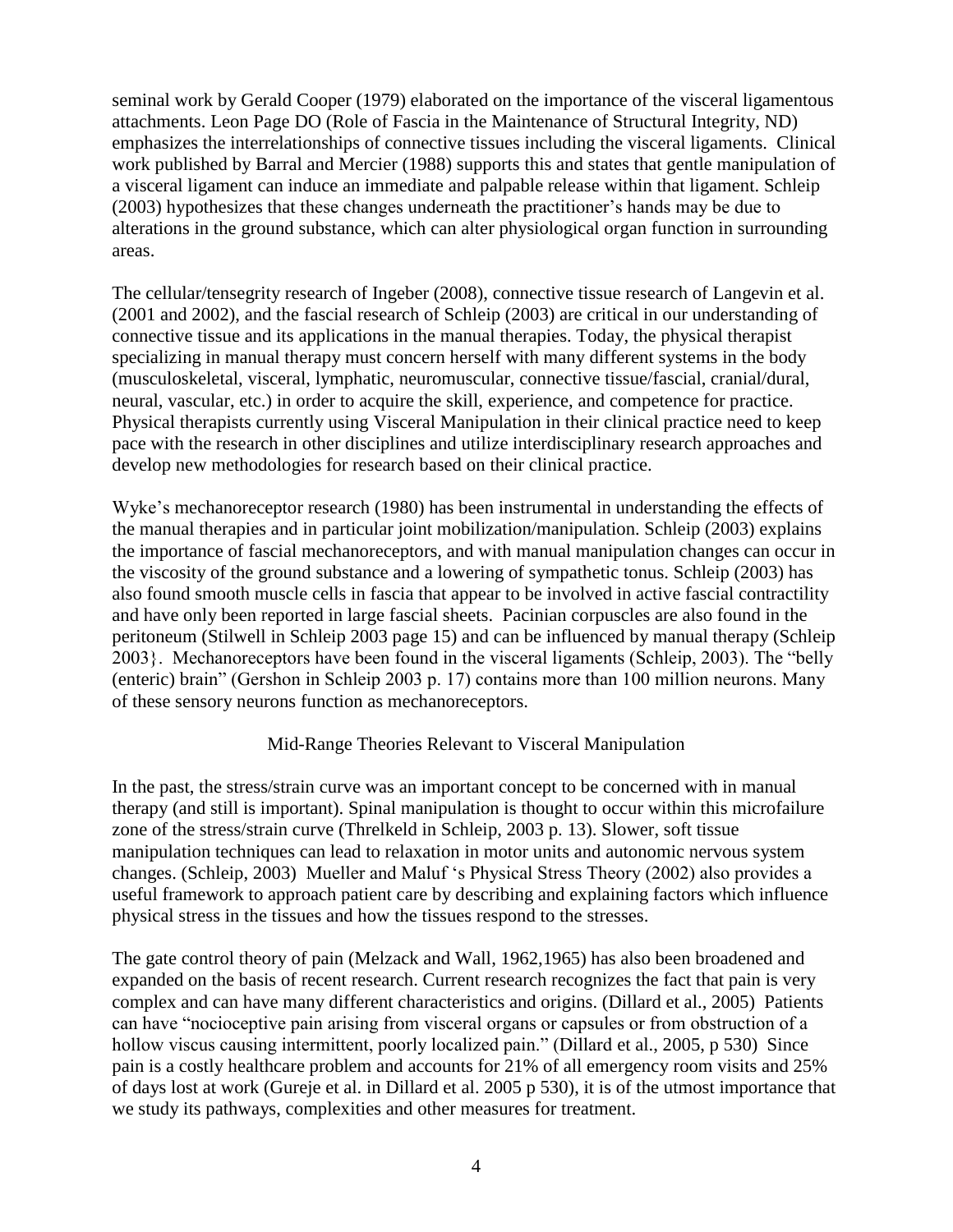seminal work by Gerald Cooper (1979) elaborated on the importance of the visceral ligamentous attachments. Leon Page DO (Role of Fascia in the Maintenance of Structural Integrity, ND) emphasizes the interrelationships of connective tissues including the visceral ligaments. Clinical work published by Barral and Mercier (1988) supports this and states that gentle manipulation of a visceral ligament can induce an immediate and palpable release within that ligament. Schleip (2003) hypothesizes that these changes underneath the practitioner's hands may be due to alterations in the ground substance, which can alter physiological organ function in surrounding areas.

The cellular/tensegrity research of Ingeber (2008), connective tissue research of Langevin et al. (2001 and 2002), and the fascial research of Schleip (2003) are critical in our understanding of connective tissue and its applications in the manual therapies. Today, the physical therapist specializing in manual therapy must concern herself with many different systems in the body (musculoskeletal, visceral, lymphatic, neuromuscular, connective tissue/fascial, cranial/dural, neural, vascular, etc.) in order to acquire the skill, experience, and competence for practice. Physical therapists currently using Visceral Manipulation in their clinical practice need to keep pace with the research in other disciplines and utilize interdisciplinary research approaches and develop new methodologies for research based on their clinical practice.

Wyke's mechanoreceptor research (1980) has been instrumental in understanding the effects of the manual therapies and in particular joint mobilization/manipulation. Schleip (2003) explains the importance of fascial mechanoreceptors, and with manual manipulation changes can occur in the viscosity of the ground substance and a lowering of sympathetic tonus. Schleip (2003) has also found smooth muscle cells in fascia that appear to be involved in active fascial contractility and have only been reported in large fascial sheets. Pacinian corpuscles are also found in the peritoneum (Stilwell in Schleip 2003 page 15) and can be influenced by manual therapy (Schleip 2003}. Mechanoreceptors have been found in the visceral ligaments (Schleip, 2003). The "belly (enteric) brain" (Gershon in Schleip 2003 p. 17) contains more than 100 million neurons. Many of these sensory neurons function as mechanoreceptors.

## Mid-Range Theories Relevant to Visceral Manipulation

In the past, the stress/strain curve was an important concept to be concerned with in manual therapy (and still is important). Spinal manipulation is thought to occur within this microfailure zone of the stress/strain curve (Threlkeld in Schleip, 2003 p. 13). Slower, soft tissue manipulation techniques can lead to relaxation in motor units and autonomic nervous system changes. (Schleip, 2003) Mueller and Maluf 's Physical Stress Theory (2002) also provides a useful framework to approach patient care by describing and explaining factors which influence physical stress in the tissues and how the tissues respond to the stresses.

The gate control theory of pain (Melzack and Wall, 1962,1965) has also been broadened and expanded on the basis of recent research. Current research recognizes the fact that pain is very complex and can have many different characteristics and origins. (Dillard et al., 2005) Patients can have "nocioceptive pain arising from visceral organs or capsules or from obstruction of a hollow viscus causing intermittent, poorly localized pain." (Dillard et al., 2005, p 530) Since pain is a costly healthcare problem and accounts for 21% of all emergency room visits and 25% of days lost at work (Gureje et al. in Dillard et al. 2005 p 530), it is of the utmost importance that we study its pathways, complexities and other measures for treatment.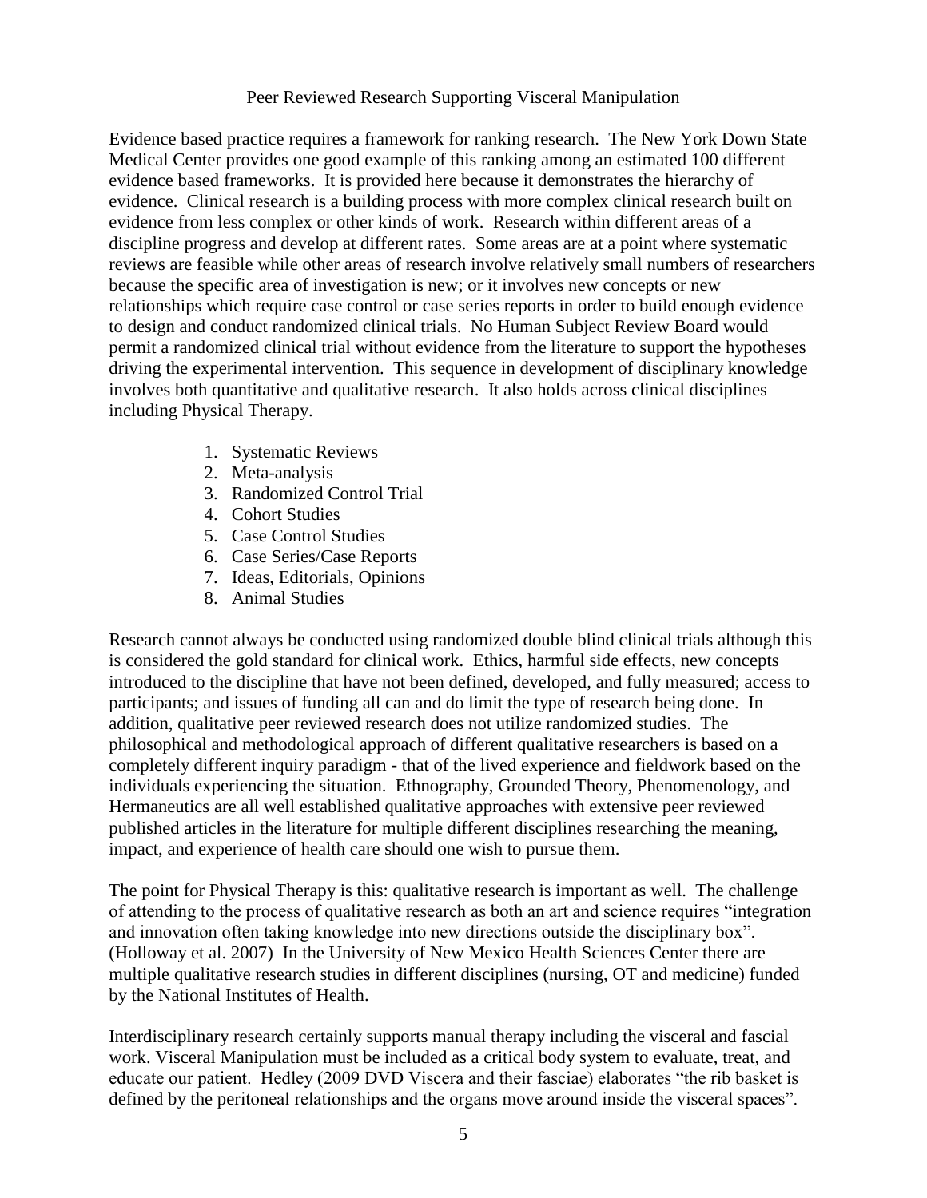## Peer Reviewed Research Supporting Visceral Manipulation

Evidence based practice requires a framework for ranking research. The New York Down State Medical Center provides one good example of this ranking among an estimated 100 different evidence based frameworks. It is provided here because it demonstrates the hierarchy of evidence. Clinical research is a building process with more complex clinical research built on evidence from less complex or other kinds of work. Research within different areas of a discipline progress and develop at different rates. Some areas are at a point where systematic reviews are feasible while other areas of research involve relatively small numbers of researchers because the specific area of investigation is new; or it involves new concepts or new relationships which require case control or case series reports in order to build enough evidence to design and conduct randomized clinical trials. No Human Subject Review Board would permit a randomized clinical trial without evidence from the literature to support the hypotheses driving the experimental intervention. This sequence in development of disciplinary knowledge involves both quantitative and qualitative research. It also holds across clinical disciplines including Physical Therapy.

1. Systematic Reviews
2. Meta-analysis
3. Randomized Control Trial
4. Cohort Studies
5. Case Control Studies
6. Case Series/Case Reports
7. Ideas, Editorials, Opinions
8. Animal Studies

Research cannot always be conducted using randomized double blind clinical trials although this is considered the gold standard for clinical work. Ethics, harmful side effects, new concepts introduced to the discipline that have not been defined, developed, and fully measured; access to participants; and issues of funding all can and do limit the type of research being done. In addition, qualitative peer reviewed research does not utilize randomized studies. The philosophical and methodological approach of different qualitative researchers is based on a completely different inquiry paradigm - that of the lived experience and fieldwork based on the individuals experiencing the situation. Ethnography, Grounded Theory, Phenomenology, and Hermaneutics are all well established qualitative approaches with extensive peer reviewed published articles in the literature for multiple different disciplines researching the meaning, impact, and experience of health care should one wish to pursue them.

The point for Physical Therapy is this: qualitative research is important as well. The challenge of attending to the process of qualitative research as both an art and science requires "integration and innovation often taking knowledge into new directions outside the disciplinary box". (Holloway et al. 2007) In the University of New Mexico Health Sciences Center there are multiple qualitative research studies in different disciplines (nursing, OT and medicine) funded by the National Institutes of Health.

Interdisciplinary research certainly supports manual therapy including the visceral and fascial work. Visceral Manipulation must be included as a critical body system to evaluate, treat, and educate our patient. Hedley (2009 DVD Viscera and their fasciae) elaborates "the rib basket is defined by the peritoneal relationships and the organs move around inside the visceral spaces".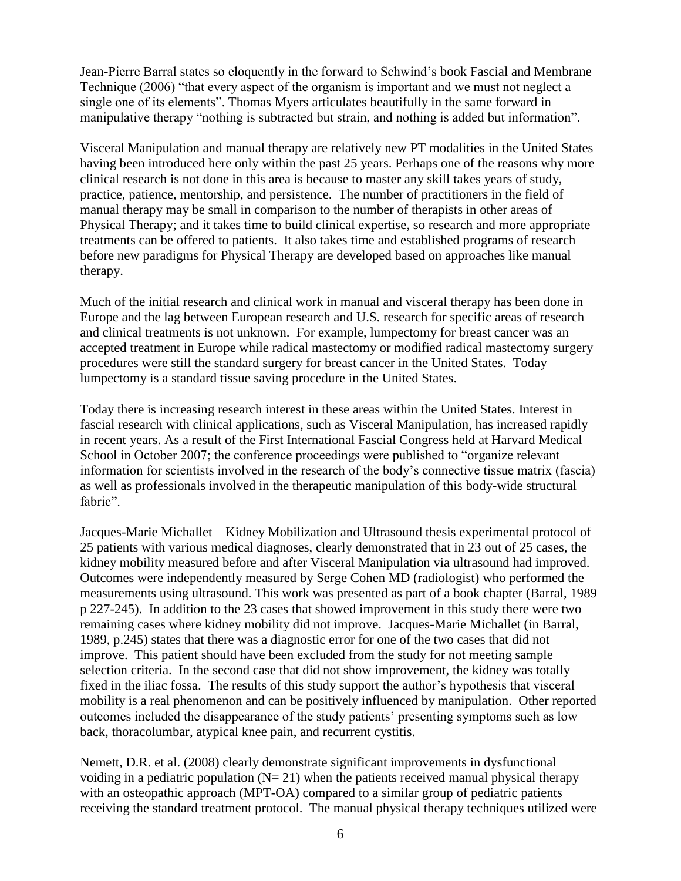Jean-Pierre Barral states so eloquently in the forward to Schwind's book Fascial and Membrane Technique (2006) "that every aspect of the organism is important and we must not neglect a single one of its elements". Thomas Myers articulates beautifully in the same forward in manipulative therapy "nothing is subtracted but strain, and nothing is added but information".

Visceral Manipulation and manual therapy are relatively new PT modalities in the United States having been introduced here only within the past 25 years. Perhaps one of the reasons why more clinical research is not done in this area is because to master any skill takes years of study, practice, patience, mentorship, and persistence. The number of practitioners in the field of manual therapy may be small in comparison to the number of therapists in other areas of Physical Therapy; and it takes time to build clinical expertise, so research and more appropriate treatments can be offered to patients. It also takes time and established programs of research before new paradigms for Physical Therapy are developed based on approaches like manual therapy.

Much of the initial research and clinical work in manual and visceral therapy has been done in Europe and the lag between European research and U.S. research for specific areas of research and clinical treatments is not unknown. For example, lumpectomy for breast cancer was an accepted treatment in Europe while radical mastectomy or modified radical mastectomy surgery procedures were still the standard surgery for breast cancer in the United States. Today lumpectomy is a standard tissue saving procedure in the United States.

Today there is increasing research interest in these areas within the United States. Interest in fascial research with clinical applications, such as Visceral Manipulation, has increased rapidly in recent years. As a result of the First International Fascial Congress held at Harvard Medical School in October 2007; the conference proceedings were published to "organize relevant information for scientists involved in the research of the body's connective tissue matrix (fascia) as well as professionals involved in the therapeutic manipulation of this body-wide structural fabric".

Jacques-Marie Michallet – Kidney Mobilization and Ultrasound thesis experimental protocol of 25 patients with various medical diagnoses, clearly demonstrated that in 23 out of 25 cases, the kidney mobility measured before and after Visceral Manipulation via ultrasound had improved. Outcomes were independently measured by Serge Cohen MD (radiologist) who performed the measurements using ultrasound. This work was presented as part of a book chapter (Barral, 1989 p 227-245). In addition to the 23 cases that showed improvement in this study there were two remaining cases where kidney mobility did not improve. Jacques-Marie Michallet (in Barral, 1989, p.245) states that there was a diagnostic error for one of the two cases that did not improve. This patient should have been excluded from the study for not meeting sample selection criteria. In the second case that did not show improvement, the kidney was totally fixed in the iliac fossa. The results of this study support the author's hypothesis that visceral mobility is a real phenomenon and can be positively influenced by manipulation. Other reported outcomes included the disappearance of the study patients' presenting symptoms such as low back, thoracolumbar, atypical knee pain, and recurrent cystitis.

Nemett, D.R. et al. (2008) clearly demonstrate significant improvements in dysfunctional voiding in a pediatric population ($N= 21$) when the patients received manual physical therapy with an osteopathic approach (MPT-OA) compared to a similar group of pediatric patients receiving the standard treatment protocol. The manual physical therapy techniques utilized were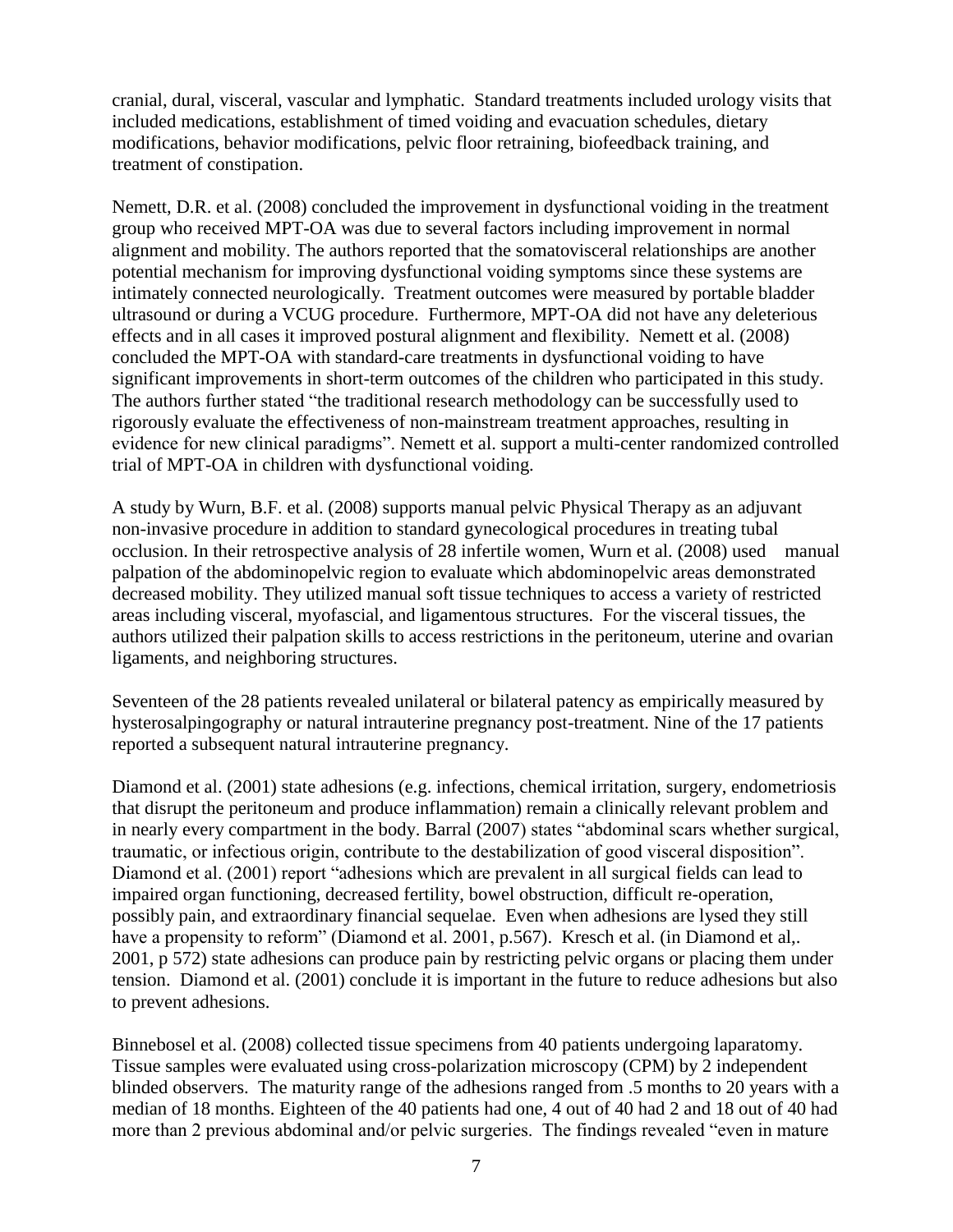cranial, dural, visceral, vascular and lymphatic. Standard treatments included urology visits that included medications, establishment of timed voiding and evacuation schedules, dietary modifications, behavior modifications, pelvic floor retraining, biofeedback training, and treatment of constipation.

Nemett, D.R. et al. (2008) concluded the improvement in dysfunctional voiding in the treatment group who received MPT-OA was due to several factors including improvement in normal alignment and mobility. The authors reported that the somatovisceral relationships are another potential mechanism for improving dysfunctional voiding symptoms since these systems are intimately connected neurologically. Treatment outcomes were measured by portable bladder ultrasound or during a VCUG procedure. Furthermore, MPT-OA did not have any deleterious effects and in all cases it improved postural alignment and flexibility. Nemett et al. (2008) concluded the MPT-OA with standard-care treatments in dysfunctional voiding to have significant improvements in short-term outcomes of the children who participated in this study. The authors further stated "the traditional research methodology can be successfully used to rigorously evaluate the effectiveness of non-mainstream treatment approaches, resulting in evidence for new clinical paradigms". Nemett et al. support a multi-center randomized controlled trial of MPT-OA in children with dysfunctional voiding.

A study by Wurn, B.F. et al. (2008) supports manual pelvic Physical Therapy as an adjuvant non-invasive procedure in addition to standard gynecological procedures in treating tubal occlusion. In their retrospective analysis of 28 infertile women, Wurn et al. (2008) used manual palpation of the abdominopelvic region to evaluate which abdominopelvic areas demonstrated decreased mobility. They utilized manual soft tissue techniques to access a variety of restricted areas including visceral, myofascial, and ligamentous structures. For the visceral tissues, the authors utilized their palpation skills to access restrictions in the peritoneum, uterine and ovarian ligaments, and neighboring structures.

Seventeen of the 28 patients revealed unilateral or bilateral patency as empirically measured by hysterosalpingography or natural intrauterine pregnancy post-treatment. Nine of the 17 patients reported a subsequent natural intrauterine pregnancy.

Diamond et al. (2001) state adhesions (e.g. infections, chemical irritation, surgery, endometriosis that disrupt the peritoneum and produce inflammation) remain a clinically relevant problem and in nearly every compartment in the body. Barral (2007) states "abdominal scars whether surgical, traumatic, or infectious origin, contribute to the destabilization of good visceral disposition". Diamond et al. (2001) report "adhesions which are prevalent in all surgical fields can lead to impaired organ functioning, decreased fertility, bowel obstruction, difficult re-operation, possibly pain, and extraordinary financial sequelae. Even when adhesions are lysed they still have a propensity to reform" (Diamond et al. 2001, p.567). Kresch et al. (in Diamond et al,. 2001, p 572) state adhesions can produce pain by restricting pelvic organs or placing them under tension. Diamond et al. (2001) conclude it is important in the future to reduce adhesions but also to prevent adhesions.

Binnebosel et al. (2008) collected tissue specimens from 40 patients undergoing laparatomy. Tissue samples were evaluated using cross-polarization microscopy (CPM) by 2 independent blinded observers. The maturity range of the adhesions ranged from .5 months to 20 years with a median of 18 months. Eighteen of the 40 patients had one, 4 out of 40 had 2 and 18 out of 40 had more than 2 previous abdominal and/or pelvic surgeries. The findings revealed "even in mature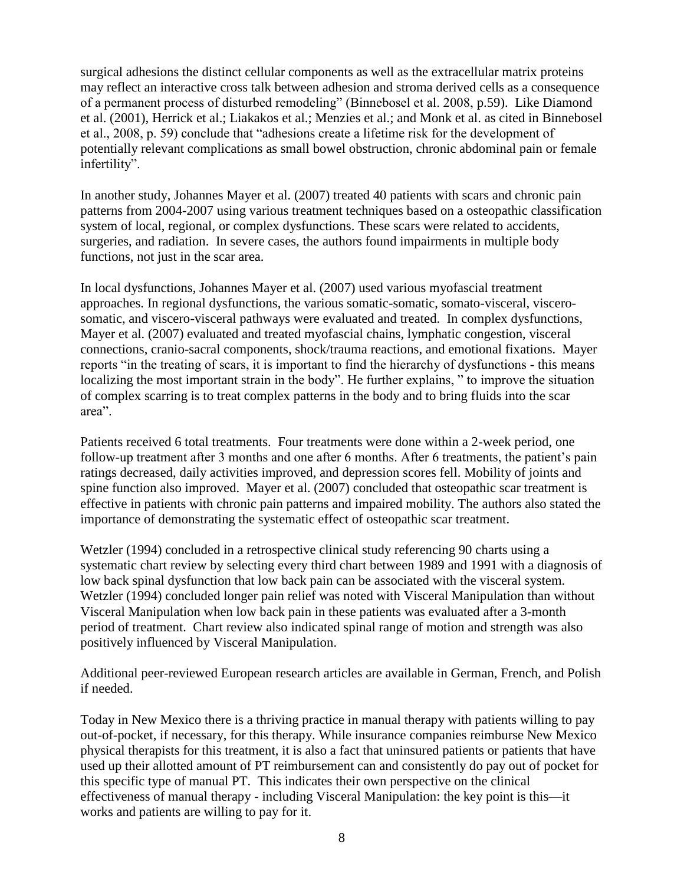surgical adhesions the distinct cellular components as well as the extracellular matrix proteins may reflect an interactive cross talk between adhesion and stroma derived cells as a consequence of a permanent process of disturbed remodeling" (Binnebosel et al. 2008, p.59). Like Diamond et al. (2001), Herrick et al.; Liakakos et al.; Menzies et al.; and Monk et al. as cited in Binnebosel et al., 2008, p. 59) conclude that "adhesions create a lifetime risk for the development of potentially relevant complications as small bowel obstruction, chronic abdominal pain or female infertility".

In another study, Johannes Mayer et al. (2007) treated 40 patients with scars and chronic pain patterns from 2004-2007 using various treatment techniques based on a osteopathic classification system of local, regional, or complex dysfunctions. These scars were related to accidents, surgeries, and radiation. In severe cases, the authors found impairments in multiple body functions, not just in the scar area.

In local dysfunctions, Johannes Mayer et al. (2007) used various myofascial treatment approaches. In regional dysfunctions, the various somatic-somatic, somato-visceral, viscero-somatic, and viscero-visceral pathways were evaluated and treated. In complex dysfunctions, Mayer et al. (2007) evaluated and treated myofascial chains, lymphatic congestion, visceral connections, cranio-sacral components, shock/trauma reactions, and emotional fixations. Mayer reports "in the treating of scars, it is important to find the hierarchy of dysfunctions - this means localizing the most important strain in the body". He further explains, " to improve the situation of complex scarring is to treat complex patterns in the body and to bring fluids into the scar area".

Patients received 6 total treatments. Four treatments were done within a 2-week period, one follow-up treatment after 3 months and one after 6 months. After 6 treatments, the patient's pain ratings decreased, daily activities improved, and depression scores fell. Mobility of joints and spine function also improved. Mayer et al. (2007) concluded that osteopathic scar treatment is effective in patients with chronic pain patterns and impaired mobility. The authors also stated the importance of demonstrating the systematic effect of osteopathic scar treatment.

Wetzler (1994) concluded in a retrospective clinical study referencing 90 charts using a systematic chart review by selecting every third chart between 1989 and 1991 with a diagnosis of low back spinal dysfunction that low back pain can be associated with the visceral system. Wetzler (1994) concluded longer pain relief was noted with Visceral Manipulation than without Visceral Manipulation when low back pain in these patients was evaluated after a 3-month period of treatment. Chart review also indicated spinal range of motion and strength was also positively influenced by Visceral Manipulation.

Additional peer-reviewed European research articles are available in German, French, and Polish if needed.

Today in New Mexico there is a thriving practice in manual therapy with patients willing to pay out-of-pocket, if necessary, for this therapy. While insurance companies reimburse New Mexico physical therapists for this treatment, it is also a fact that uninsured patients or patients that have used up their allotted amount of PT reimbursement can and consistently do pay out of pocket for this specific type of manual PT. This indicates their own perspective on the clinical effectiveness of manual therapy - including Visceral Manipulation: the key point is this—it works and patients are willing to pay for it.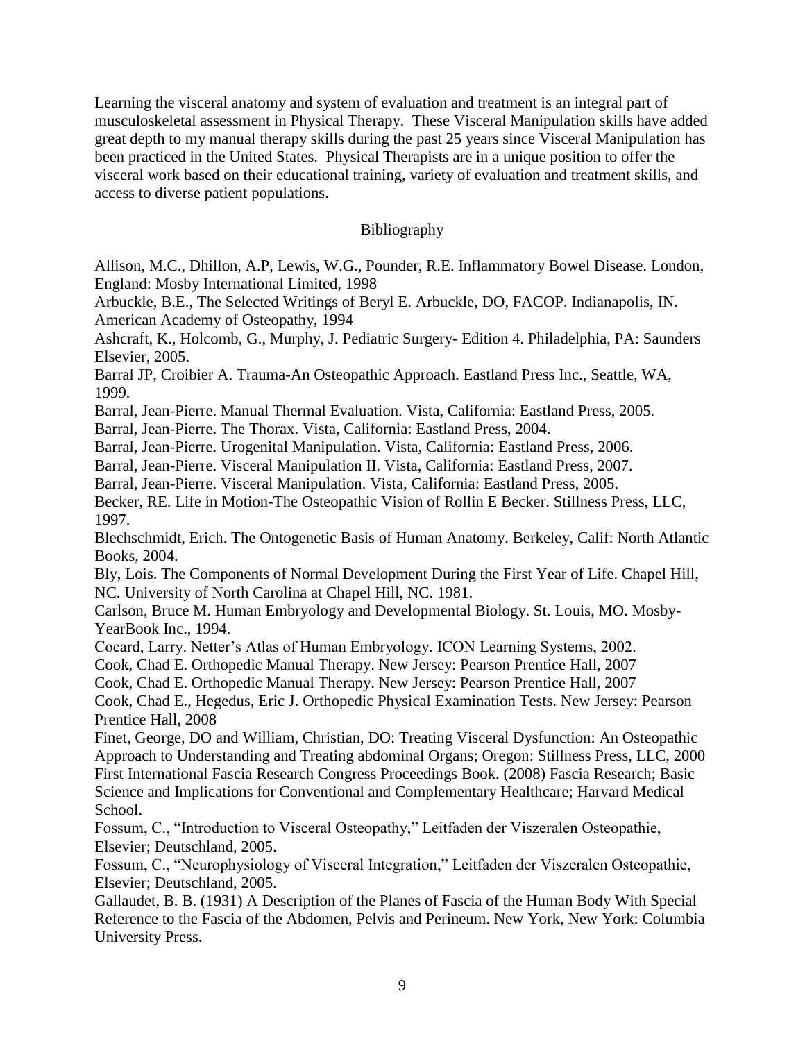Learning the visceral anatomy and system of evaluation and treatment is an integral part of musculoskeletal assessment in Physical Therapy. These Visceral Manipulation skills have added great depth to my manual therapy skills during the past 25 years since Visceral Manipulation has been practiced in the United States. Physical Therapists are in a unique position to offer the visceral work based on their educational training, variety of evaluation and treatment skills, and access to diverse patient populations.

## Bibliography

Allison, M.C., Dhillon, A.P, Lewis, W.G., Pounder, R.E. Inflammatory Bowel Disease. London, England: Mosby International Limited, 1998

Arbuckle, B.E., The Selected Writings of Beryl E. Arbuckle, DO, FACOP. Indianapolis, IN. American Academy of Osteopathy, 1994

Ashcraft, K., Holcomb, G., Murphy, J. Pediatric Surgery- Edition 4. Philadelphia, PA: Saunders Elsevier, 2005.

Barral JP, Croibier A. Trauma-An Osteopathic Approach. Eastland Press Inc., Seattle, WA, 1999.

Barral, Jean-Pierre. Manual Thermal Evaluation. Vista, California: Eastland Press, 2005.

Barral, Jean-Pierre. The Thorax. Vista, California: Eastland Press, 2004.

Barral, Jean-Pierre. Urogenital Manipulation. Vista, California: Eastland Press, 2006.

Barral, Jean-Pierre. Visceral Manipulation II. Vista, California: Eastland Press, 2007.

Barral, Jean-Pierre. Visceral Manipulation. Vista, California: Eastland Press, 2005.

Becker, RE. Life in Motion-The Osteopathic Vision of Rollin E Becker. Stillness Press, LLC, 1997.

Blechschmidt, Erich. The Ontogenetic Basis of Human Anatomy. Berkeley, Calif: North Atlantic Books, 2004.

Bly, Lois. The Components of Normal Development During the First Year of Life. Chapel Hill, NC. University of North Carolina at Chapel Hill, NC. 1981.

Carlson, Bruce M. Human Embryology and Developmental Biology. St. Louis, MO. Mosby-YearBook Inc., 1994.

Cocard, Larry. Netter's Atlas of Human Embryology. ICON Learning Systems, 2002.

Cook, Chad E. Orthopedic Manual Therapy. New Jersey: Pearson Prentice Hall, 2007

Cook, Chad E. Orthopedic Manual Therapy. New Jersey: Pearson Prentice Hall, 2007

Cook, Chad E., Hegedus, Eric J. Orthopedic Physical Examination Tests. New Jersey: Pearson Prentice Hall, 2008

Finet, George, DO and William, Christian, DO: Treating Visceral Dysfunction: An Osteopathic Approach to Understanding and Treating abdominal Organs; Oregon: Stillness Press, LLC, 2000

First International Fascia Research Congress Proceedings Book. (2008) Fascia Research; Basic Science and Implications for Conventional and Complementary Healthcare; Harvard Medical School.

Fossum, C., "Introduction to Visceral Osteopathy," Leitfaden der Viszeralen Osteopathie, Elsevier; Deutschland, 2005.

Fossum, C., "Neurophysiology of Visceral Integration," Leitfaden der Viszeralen Osteopathie, Elsevier; Deutschland, 2005.

Gallaudet, B. B. (1931) A Description of the Planes of Fascia of the Human Body With Special Reference to the Fascia of the Abdomen, Pelvis and Perineum. New York, New York: Columbia University Press.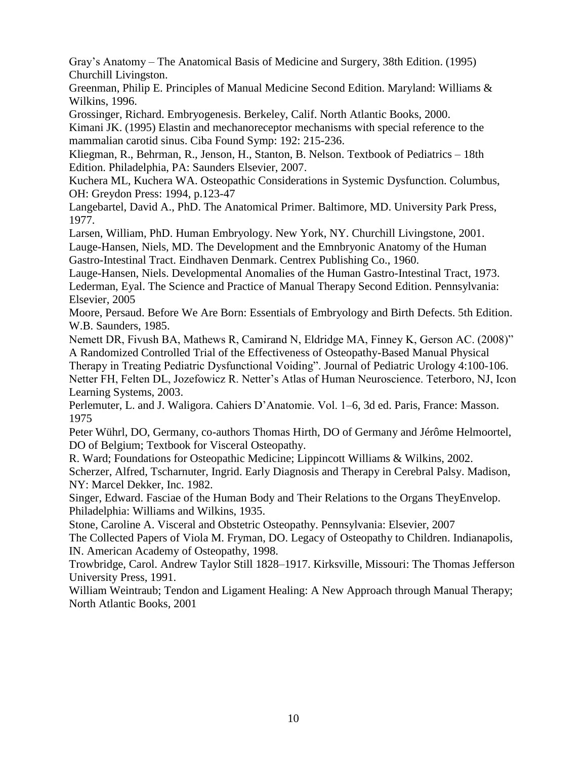Gray's Anatomy – The Anatomical Basis of Medicine and Surgery, 38th Edition. (1995) Churchill Livingston.

Greenman, Philip E. Principles of Manual Medicine Second Edition. Maryland: Williams & Wilkins, 1996.

Grossinger, Richard. Embryogenesis. Berkeley, Calif. North Atlantic Books, 2000.

Kimani JK. (1995) Elastin and mechanoreceptor mechanisms with special reference to the mammalian carotid sinus. Ciba Found Symp: 192: 215-236.

Kliegman, R., Behrman, R., Jenson, H., Stanton, B. Nelson. Textbook of Pediatrics – 18th Edition. Philadelphia, PA: Saunders Elsevier, 2007.

Kuchera ML, Kuchera WA. Osteopathic Considerations in Systemic Dysfunction. Columbus, OH: Greydon Press: 1994, p.123-47

Langebartel, David A., PhD. The Anatomical Primer. Baltimore, MD. University Park Press, 1977.

Larsen, William, PhD. Human Embryology. New York, NY. Churchill Livingstone, 2001.

Lauge-Hansen, Niels, MD. The Development and the Emnbryonic Anatomy of the Human Gastro-Intestinal Tract. Eindhaven Denmark. Centrex Publishing Co., 1960.

Lauge-Hansen, Niels. Developmental Anomalies of the Human Gastro-Intestinal Tract, 1973.

Lederman, Eyal. The Science and Practice of Manual Therapy Second Edition. Pennsylvania: Elsevier, 2005

Moore, Persaud. Before We Are Born: Essentials of Embryology and Birth Defects. 5th Edition. W.B. Saunders, 1985.

Nemett DR, Fivush BA, Mathews R, Camirand N, Eldridge MA, Finney K, Gerson AC. (2008)" A Randomized Controlled Trial of the Effectiveness of Osteopathy-Based Manual Physical Therapy in Treating Pediatric Dysfunctional Voiding". Journal of Pediatric Urology 4:100-106.

Netter FH, Felten DL, Jozefowicz R. Netter's Atlas of Human Neuroscience. Teterboro, NJ, Icon Learning Systems, 2003.

Perlemuter, L. and J. Waligora. Cahiers D'Anatomie. Vol. 1–6, 3d ed. Paris, France: Masson. 1975

Peter Wührl, DO, Germany, co-authors Thomas Hirth, DO of Germany and Jérôme Helmoortel, DO of Belgium; Textbook for Visceral Osteopathy.

R. Ward; Foundations for Osteopathic Medicine; Lippincott Williams & Wilkins, 2002.

Scherzer, Alfred, Tscharnuter, Ingrid. Early Diagnosis and Therapy in Cerebral Palsy. Madison, NY: Marcel Dekker, Inc. 1982.

Singer, Edward. Fasciae of the Human Body and Their Relations to the Organs TheyEnvelop. Philadelphia: Williams and Wilkins, 1935.

Stone, Caroline A. Visceral and Obstetric Osteopathy. Pennsylvania: Elsevier, 2007

The Collected Papers of Viola M. Fryman, DO. Legacy of Osteopathy to Children. Indianapolis, IN. American Academy of Osteopathy, 1998.

Trowbridge, Carol. Andrew Taylor Still 1828–1917. Kirksville, Missouri: The Thomas Jefferson University Press, 1991.

William Weintraub; Tendon and Ligament Healing: A New Approach through Manual Therapy; North Atlantic Books, 2001